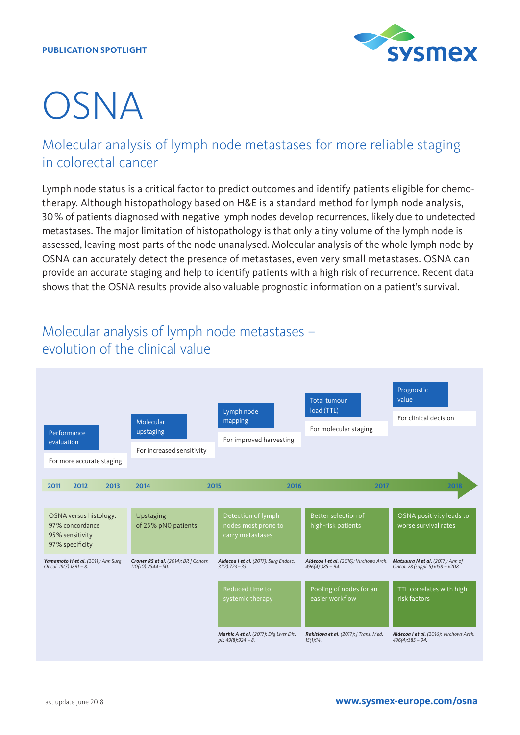PUBLICATION SPOTLIGHT

# OSNA

## Molecular analysis of lymph node metastases for more reliable staging in colorectal cancer

Lymph node status is a critical factor to predict outcomes and identify patients eligible for chemotherapy. Although histopathology based on H&E is a standard method for lymph node analysis, 30 % of patients diagnosed with negative lymph nodes develop recurrences, likely due to undetected metastases. The major limitation of histopathology is that only a tiny volume of the lymph node is assessed, leaving most parts of the node unanalysed. Molecular analysis of the whole lymph node by OSNA can accurately detect the presence of metastases, even very small metastases. OSNA can provide an accurate staging and help to identify patients with a high risk of recurrence. Recent data shows that the OSNA results provide also valuable prognostic information on a patient's survival.

## Molecular analysis of lymph node metastases – evolution of the clinical value

| Performance evaluation | Molecular upstaging | Lymph node mapping | Total tumour load (TTL) | Prognostic value |
|---|---|---|---|---|
| For more accurate staging | For increased sensitivity | For improved harvesting | For molecular staging | For clinical decision |
| 2011 – 2012 – 2013 | 2014 | 2015 – 2016 | 2017 | 2018 |
| OSNA versus histology: 97 % concordance, 95 % sensitivity, 97 % specificity | Upstaging of 25 % pN0 patients | Detection of lymph nodes most prone to carry metastases | Better selection of high-risk patients | OSNA positivity leads to worse survival rates |
| ***Yamamoto H et al.*** *(2011): Ann Surg Oncol. 18(7):1891 – 8.* | ***Croner RS et al.*** *(2014): BR J Cancer. 110(10):2544 – 50.* | ***Aldecoa I et al.*** *(2017): Surg Endosc. 31(2):723 – 33.* | ***Aldecoa I et al.*** *(2016): Virchows Arch. 496(4):385 – 94.* | ***Matsuura N et al.*** *(2017): Ann of Oncol. 28 (suppl_5) v158 – v208.* |
| | | Reduced time to systemic therapy | Pooling of nodes for an easier workflow | TTL correlates with high risk factors |
| | | ***Marhic A et al.*** *(2017): Dig Liver Dis. pii: 49(8):924 – 8.* | ***Rakislova et al.*** *(2017): J Transl Med. 15(1):14.* | ***Aldecoa I et al.*** *(2016): Virchows Arch. 496(4):385 – 94.* |

Last update June 2018

www.sysmex-europe.com/osna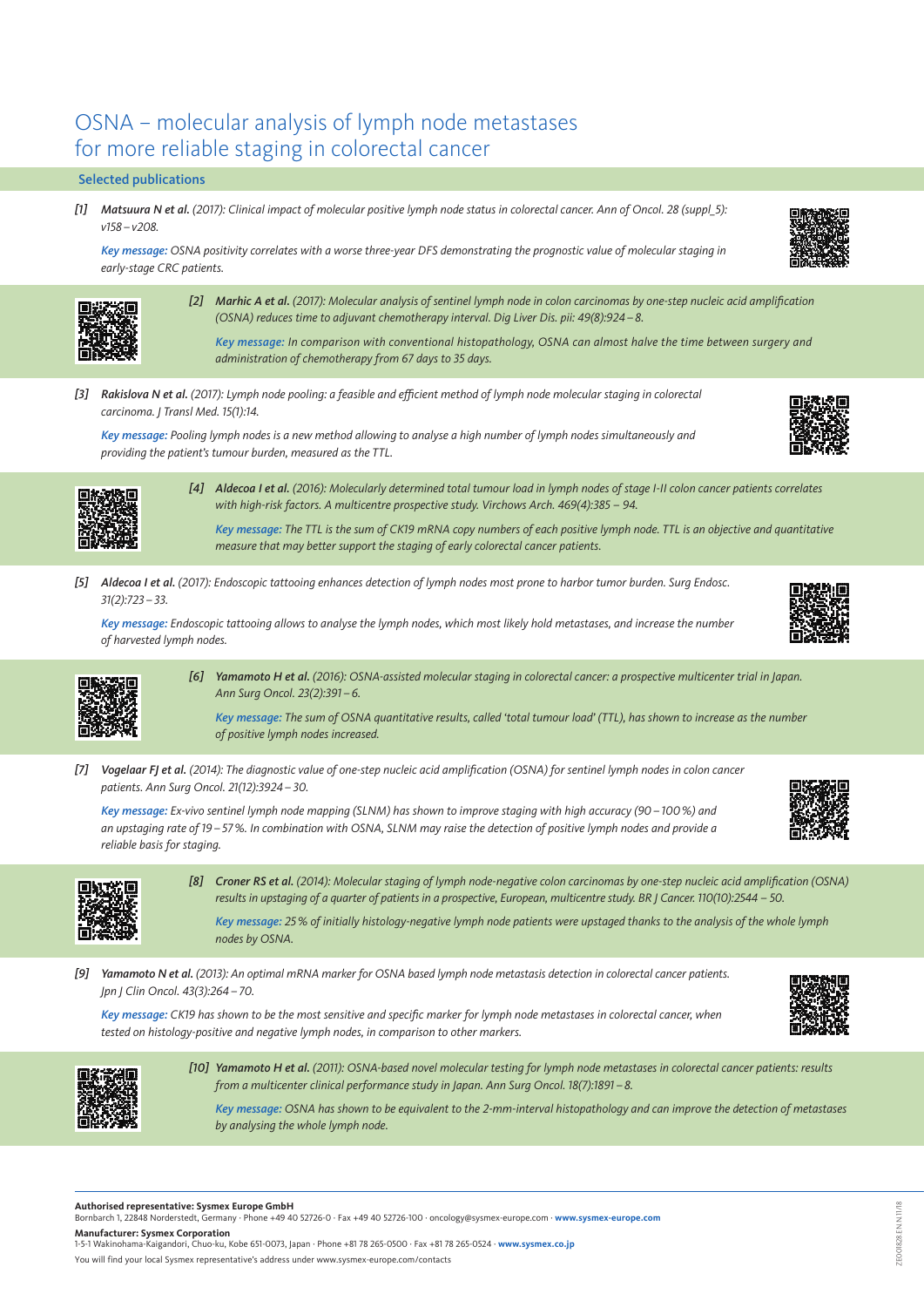# OSNA – molecular analysis of lymph node metastases for more reliable staging in colorectal cancer

## Selected publications

*[1]* ***Matsuura N et al.*** *(2017): Clinical impact of molecular positive lymph node status in colorectal cancer. Ann of Oncol. 28 (suppl_5): v158 – v208.*

*Key message: OSNA positivity correlates with a worse three-year DFS demonstrating the prognostic value of molecular staging in early-stage CRC patients.*

*[2]* ***Marhic A et al.*** *(2017): Molecular analysis of sentinel lymph node in colon carcinomas by one-step nucleic acid amplification (OSNA) reduces time to adjuvant chemotherapy interval. Dig Liver Dis. pii: 49(8):924 – 8.*

*Key message: In comparison with conventional histopathology, OSNA can almost halve the time between surgery and administration of chemotherapy from 67 days to 35 days.*

*[3]* ***Rakislova N et al.*** *(2017): Lymph node pooling: a feasible and efficient method of lymph node molecular staging in colorectal carcinoma. J Transl Med. 15(1):14.*

*Key message: Pooling lymph nodes is a new method allowing to analyse a high number of lymph nodes simultaneously and providing the patient's tumour burden, measured as the TTL.*

*[4]* ***Aldecoa I et al.*** *(2016): Molecularly determined total tumour load in lymph nodes of stage I-II colon cancer patients correlates with high-risk factors. A multicentre prospective study. Virchows Arch. 469(4):385 – 94.*

*Key message: The TTL is the sum of CK19 mRNA copy numbers of each positive lymph node. TTL is an objective and quantitative measure that may better support the staging of early colorectal cancer patients.*

*[5]* ***Aldecoa I et al.*** *(2017): Endoscopic tattooing enhances detection of lymph nodes most prone to harbor tumor burden. Surg Endosc. 31(2):723 – 33.*

*Key message: Endoscopic tattooing allows to analyse the lymph nodes, which most likely hold metastases, and increase the number of harvested lymph nodes.*

*[6]* ***Yamamoto H et al.*** *(2016): OSNA-assisted molecular staging in colorectal cancer: a prospective multicenter trial in Japan. Ann Surg Oncol. 23(2):391 – 6.*

*Key message: The sum of OSNA quantitative results, called 'total tumour load' (TTL), has shown to increase as the number of positive lymph nodes increased.*

*[7]* ***Vogelaar FJ et al.*** *(2014): The diagnostic value of one-step nucleic acid amplification (OSNA) for sentinel lymph nodes in colon cancer patients. Ann Surg Oncol. 21(12):3924 – 30.*

*Key message: Ex-vivo sentinel lymph node mapping (SLNM) has shown to improve staging with high accuracy (90 – 100 %) and an upstaging rate of 19 – 57 %. In combination with OSNA, SLNM may raise the detection of positive lymph nodes and provide a reliable basis for staging.*

*[8]* ***Croner RS et al.*** *(2014): Molecular staging of lymph node-negative colon carcinomas by one-step nucleic acid amplification (OSNA) results in upstaging of a quarter of patients in a prospective, European, multicentre study. BR J Cancer. 110(10):2544 – 50.*

*Key message: 25 % of initially histology-negative lymph node patients were upstaged thanks to the analysis of the whole lymph nodes by OSNA.*

*[9]* ***Yamamoto N et al.*** *(2013): An optimal mRNA marker for OSNA based lymph node metastasis detection in colorectal cancer patients. Jpn J Clin Oncol. 43(3):264 – 70.*

*Key message: CK19 has shown to be the most sensitive and specific marker for lymph node metastases in colorectal cancer, when tested on histology-positive and negative lymph nodes, in comparison to other markers.*

*[10]* ***Yamamoto H et al.*** *(2011): OSNA-based novel molecular testing for lymph node metastases in colorectal cancer patients: results from a multicenter clinical performance study in Japan. Ann Surg Oncol. 18(7):1891 – 8.*

*Key message: OSNA has shown to be equivalent to the 2-mm-interval histopathology and can improve the detection of metastases by analysing the whole lymph node.*

**Authorised representative: Sysmex Europe GmbH**
Bornbarch 1, 22848 Norderstedt, Germany · Phone +49 40 52726-0 · Fax +49 40 52726-100 · oncology@sysmex-europe.com · **www.sysmex-europe.com**

**Manufacturer: Sysmex Corporation**
1-5-1 Wakinohama-Kaigandori, Chuo-ku, Kobe 651-0073, Japan · Phone +81 78 265-0500 · Fax +81 78 265-0524 · **www.sysmex.co.jp**

You will find your local Sysmex representative's address under www.sysmex-europe.com/contacts

ZE001828 EN N 11/18